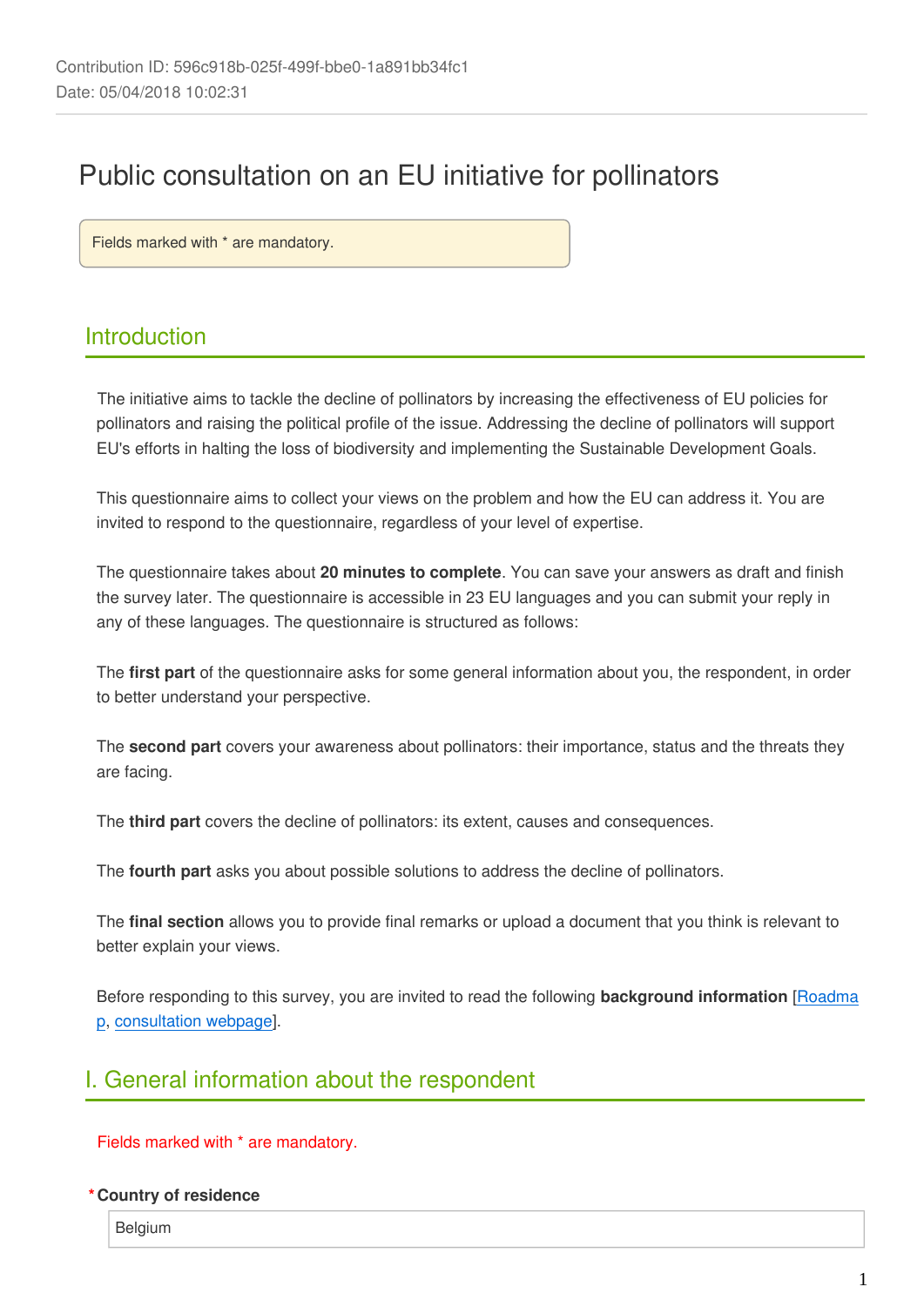Contribution ID: 596c918b-025f-499f-bbe0-1a891bb34fc1
Date: 05/04/2018 10:02:31

# Public consultation on an EU initiative for pollinators

Fields marked with * are mandatory.

## Introduction

The initiative aims to tackle the decline of pollinators by increasing the effectiveness of EU policies for pollinators and raising the political profile of the issue. Addressing the decline of pollinators will support EU's efforts in halting the loss of biodiversity and implementing the Sustainable Development Goals.

This questionnaire aims to collect your views on the problem and how the EU can address it. You are invited to respond to the questionnaire, regardless of your level of expertise.

The questionnaire takes about **20 minutes to complete**. You can save your answers as draft and finish the survey later. The questionnaire is accessible in 23 EU languages and you can submit your reply in any of these languages. The questionnaire is structured as follows:

The **first part** of the questionnaire asks for some general information about you, the respondent, in order to better understand your perspective.

The **second part** covers your awareness about pollinators: their importance, status and the threats they are facing.

The **third part** covers the decline of pollinators: its extent, causes and consequences.

The **fourth part** asks you about possible solutions to address the decline of pollinators.

The **final section** allows you to provide final remarks or upload a document that you think is relevant to better explain your views.

Before responding to this survey, you are invited to read the following **background information** [Roadmap, consultation webpage].

## I. General information about the respondent

Fields marked with * are mandatory.

**\* Country of residence**

Belgium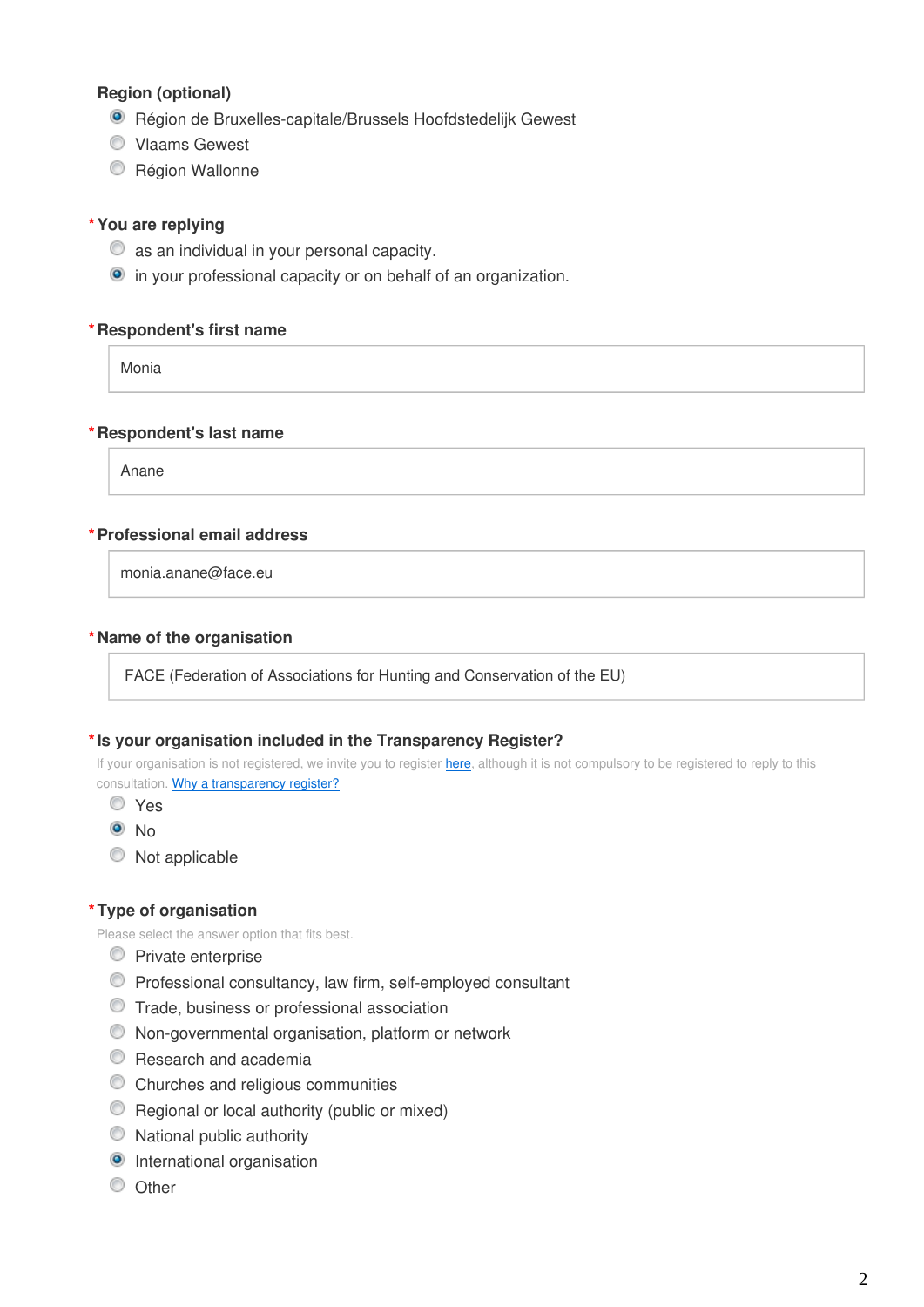**Region (optional)**

- (●) Région de Bruxelles-capitale/Brussels Hoofdstedelijk Gewest
- ( ) Vlaams Gewest
- ( ) Région Wallonne

*** You are replying**

- ( ) as an individual in your personal capacity.
- (●) in your professional capacity or on behalf of an organization.

*** Respondent's first name**

Monia

*** Respondent's last name**

Anane

*** Professional email address**

monia.anane@face.eu

*** Name of the organisation**

FACE (Federation of Associations for Hunting and Conservation of the EU)

*** Is your organisation included in the Transparency Register?**

If your organisation is not registered, we invite you to register here, although it is not compulsory to be registered to reply to this consultation. Why a transparency register?

- ( ) Yes
- (●) No
- ( ) Not applicable

*** Type of organisation**

Please select the answer option that fits best.

- ( ) Private enterprise
- ( ) Professional consultancy, law firm, self-employed consultant
- ( ) Trade, business or professional association
- ( ) Non-governmental organisation, platform or network
- ( ) Research and academia
- ( ) Churches and religious communities
- ( ) Regional or local authority (public or mixed)
- ( ) National public authority
- (●) International organisation
- ( ) Other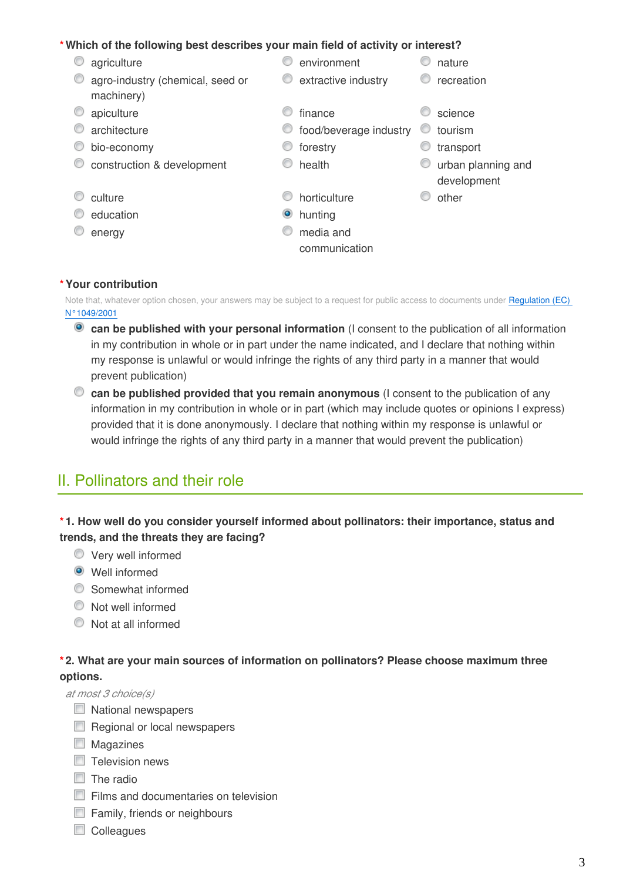**\* Which of the following best describes your main field of activity or interest?**

- ( ) agriculture
- ( ) agro-industry (chemical, seed or machinery)
- ( ) apiculture
- ( ) architecture
- ( ) bio-economy
- ( ) construction & development
- ( ) culture
- ( ) education
- ( ) energy
- ( ) environment
- ( ) extractive industry
- ( ) finance
- ( ) food/beverage industry
- ( ) forestry
- ( ) health
- ( ) horticulture
- (x) hunting
- ( ) media and communication
- ( ) nature
- ( ) recreation
- ( ) science
- ( ) tourism
- ( ) transport
- ( ) urban planning and development
- ( ) other

**\* Your contribution**

Note that, whatever option chosen, your answers may be subject to a request for public access to documents under Regulation (EC) N°1049/2001

- (x) **can be published with your personal information** (I consent to the publication of all information in my contribution in whole or in part under the name indicated, and I declare that nothing within my response is unlawful or would infringe the rights of any third party in a manner that would prevent publication)
- ( ) **can be published provided that you remain anonymous** (I consent to the publication of any information in my contribution in whole or in part (which may include quotes or opinions I express) provided that it is done anonymously. I declare that nothing within my response is unlawful or would infringe the rights of any third party in a manner that would prevent the publication)

## II. Pollinators and their role

**\* 1. How well do you consider yourself informed about pollinators: their importance, status and trends, and the threats they are facing?**

- ( ) Very well informed
- (x) Well informed
- ( ) Somewhat informed
- ( ) Not well informed
- ( ) Not at all informed

**\* 2. What are your main sources of information on pollinators? Please choose maximum three options.**

*at most 3 choice(s)*

- [ ] National newspapers
- [ ] Regional or local newspapers
- [ ] Magazines
- [ ] Television news
- [ ] The radio
- [ ] Films and documentaries on television
- [ ] Family, friends or neighbours
- [ ] Colleagues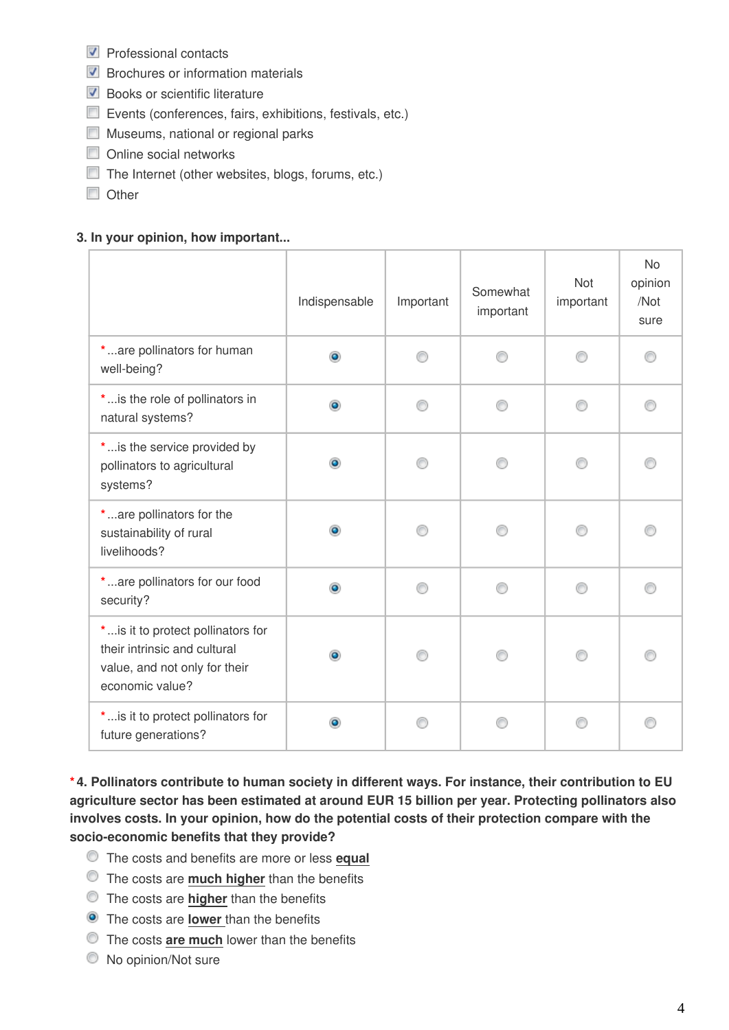- [x] Professional contacts
- [x] Brochures or information materials
- [x] Books or scientific literature
- [ ] Events (conferences, fairs, exhibitions, festivals, etc.)
- [ ] Museums, national or regional parks
- [ ] Online social networks
- [ ] The Internet (other websites, blogs, forums, etc.)
- [ ] Other

**3. In your opinion, how important...**

| | Indispensable | Important | Somewhat important | Not important | No opinion /Not sure |
|---|---|---|---|---|---|
| * ...are pollinators for human well-being? | ◉ | ○ | ○ | ○ | ○ |
| * ...is the role of pollinators in natural systems? | ◉ | ○ | ○ | ○ | ○ |
| * ...is the service provided by pollinators to agricultural systems? | ◉ | ○ | ○ | ○ | ○ |
| * ...are pollinators for the sustainability of rural livelihoods? | ◉ | ○ | ○ | ○ | ○ |
| * ...are pollinators for our food security? | ◉ | ○ | ○ | ○ | ○ |
| * ...is it to protect pollinators for their intrinsic and cultural value, and not only for their economic value? | ◉ | ○ | ○ | ○ | ○ |
| * ...is it to protect pollinators for future generations? | ◉ | ○ | ○ | ○ | ○ |

**\*4. Pollinators contribute to human society in different ways. For instance, their contribution to EU agriculture sector has been estimated at around EUR 15 billion per year. Protecting pollinators also involves costs. In your opinion, how do the potential costs of their protection compare with the socio-economic benefits that they provide?**

- ○ The costs and benefits are more or less **equal**
- ○ The costs are **much higher** than the benefits
- ○ The costs are **higher** than the benefits
- ◉ The costs are **lower** than the benefits
- ○ The costs **are much** lower than the benefits
- ○ No opinion/Not sure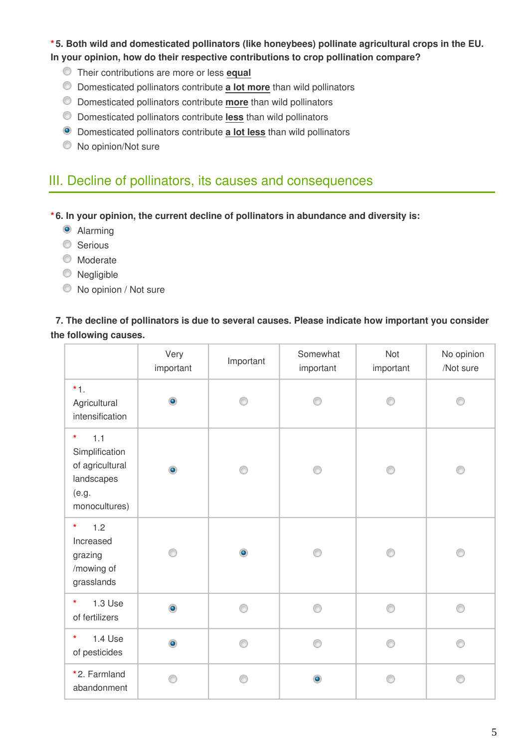*5. Both wild and domesticated pollinators (like honeybees) pollinate agricultural crops in the EU. In your opinion, how do their respective contributions to crop pollination compare?**

- ( ) Their contributions are more or less **equal**
- ( ) Domesticated pollinators contribute **a lot more** than wild pollinators
- ( ) Domesticated pollinators contribute **more** than wild pollinators
- ( ) Domesticated pollinators contribute **less** than wild pollinators
- (•) Domesticated pollinators contribute **a lot less** than wild pollinators
- ( ) No opinion/Not sure

## III. Decline of pollinators, its causes and consequences

**\*6. In your opinion, the current decline of pollinators in abundance and diversity is:**

- (•) Alarming
- ( ) Serious
- ( ) Moderate
- ( ) Negligible
- ( ) No opinion / Not sure

**7. The decline of pollinators is due to several causes. Please indicate how important you consider the following causes.**

| | Very important | Important | Somewhat important | Not important | No opinion /Not sure |
|---|---|---|---|---|---|
| *1. Agricultural intensification | (•) | ( ) | ( ) | ( ) | ( ) |
| * 1.1 Simplification of agricultural landscapes (e.g. monocultures) | (•) | ( ) | ( ) | ( ) | ( ) |
| * 1.2 Increased grazing /mowing of grasslands | ( ) | (•) | ( ) | ( ) | ( ) |
| * 1.3 Use of fertilizers | (•) | ( ) | ( ) | ( ) | ( ) |
| * 1.4 Use of pesticides | (•) | ( ) | ( ) | ( ) | ( ) |
| *2. Farmland abandonment | ( ) | ( ) | (•) | ( ) | ( ) |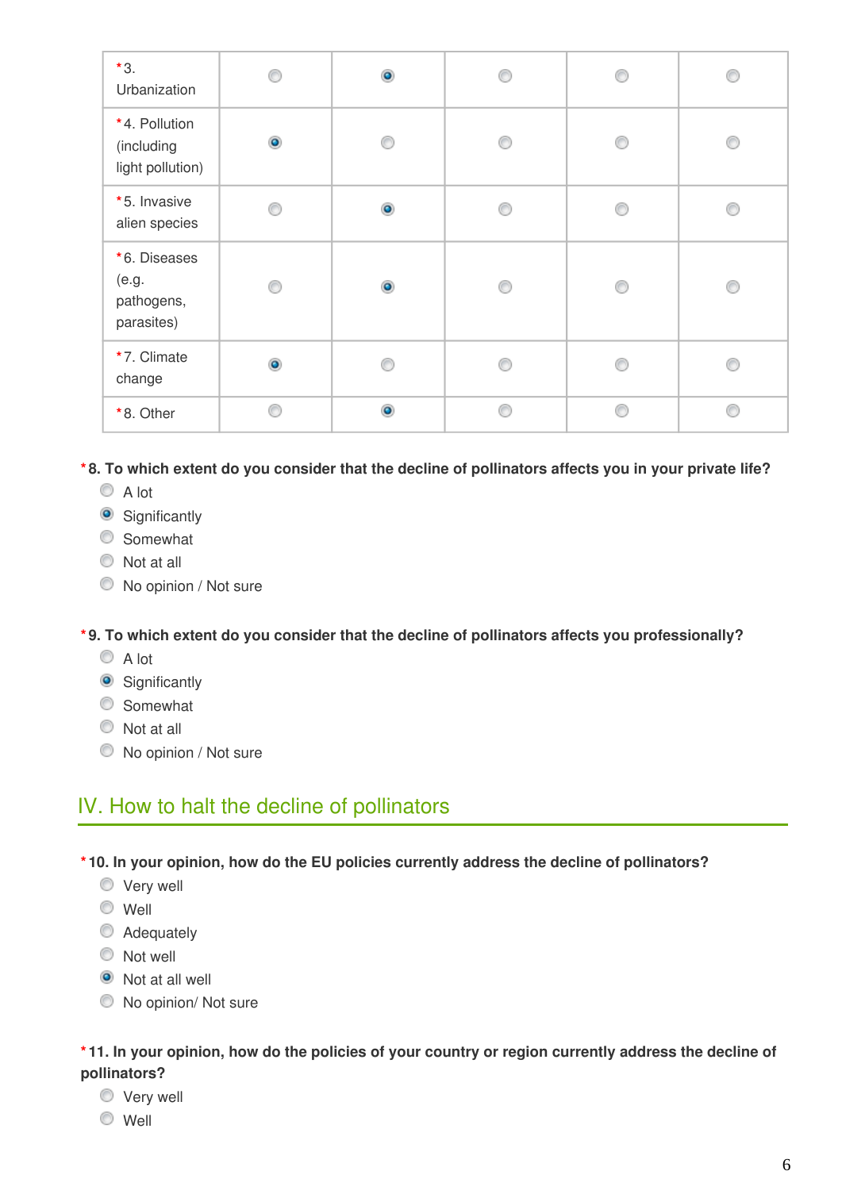| | | | | | |
|---|---|---|---|---|---|
| *3. Urbanization | ◯ | ◉ | ◯ | ◯ | ◯ |
| *4. Pollution (including light pollution) | ◉ | ◯ | ◯ | ◯ | ◯ |
| *5. Invasive alien species | ◯ | ◉ | ◯ | ◯ | ◯ |
| *6. Diseases (e.g. pathogens, parasites) | ◯ | ◉ | ◯ | ◯ | ◯ |
| *7. Climate change | ◉ | ◯ | ◯ | ◯ | ◯ |
| *8. Other | ◯ | ◉ | ◯ | ◯ | ◯ |

**\*8. To which extent do you consider that the decline of pollinators affects you in your private life?**

- ◯ A lot
- ◉ Significantly
- ◯ Somewhat
- ◯ Not at all
- ◯ No opinion / Not sure

**\*9. To which extent do you consider that the decline of pollinators affects you professionally?**

- ◯ A lot
- ◉ Significantly
- ◯ Somewhat
- ◯ Not at all
- ◯ No opinion / Not sure

## IV. How to halt the decline of pollinators

**\*10. In your opinion, how do the EU policies currently address the decline of pollinators?**

- ◯ Very well
- ◯ Well
- ◯ Adequately
- ◯ Not well
- ◉ Not at all well
- ◯ No opinion/ Not sure

**\*11. In your opinion, how do the policies of your country or region currently address the decline of pollinators?**

- ◯ Very well
- ◯ Well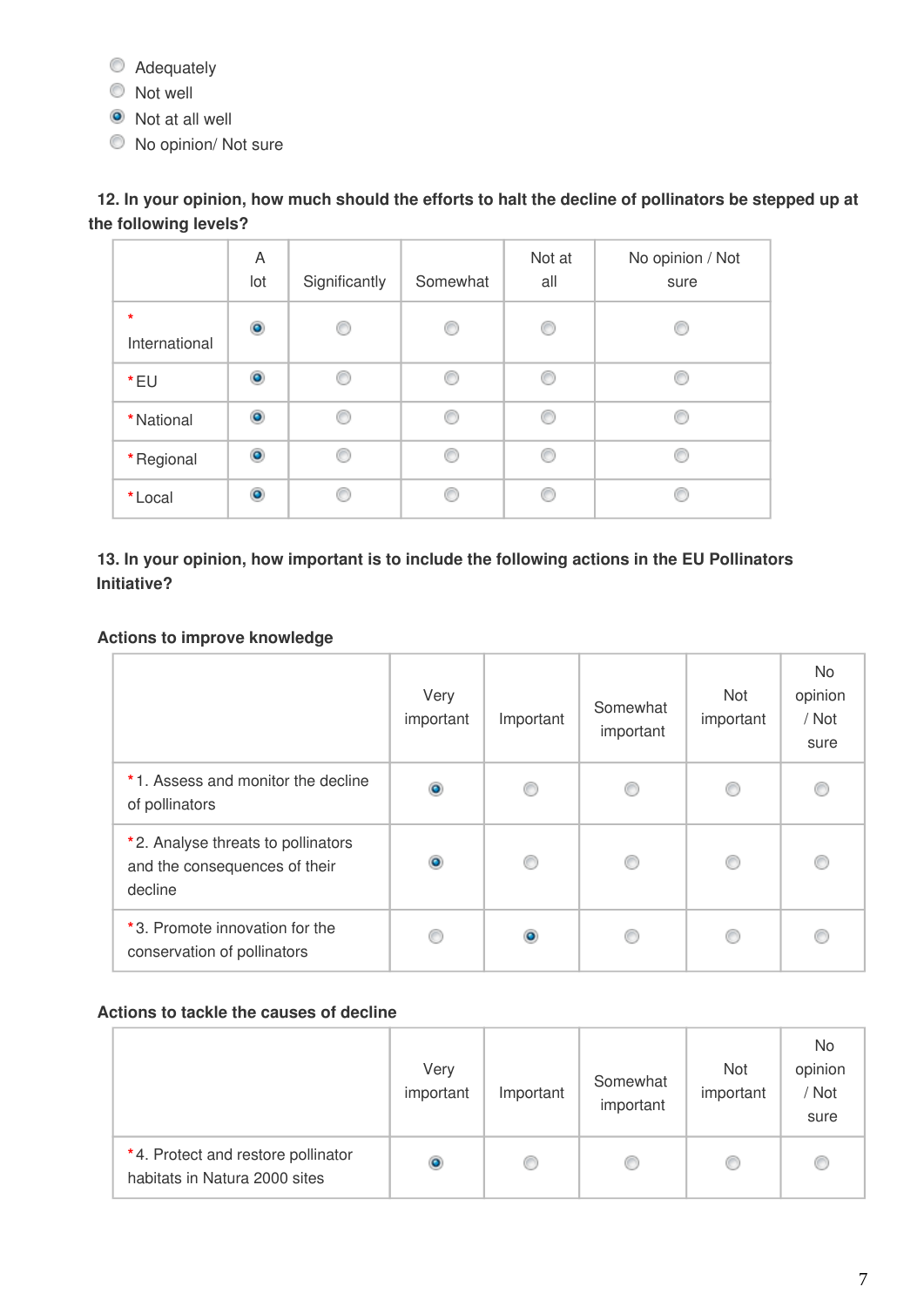- ( ) Adequately
- ( ) Not well
- (x) Not at all well
- ( ) No opinion/ Not sure

**12. In your opinion, how much should the efforts to halt the decline of pollinators be stepped up at the following levels?**

| | A lot | Significantly | Somewhat | Not at all | No opinion / Not sure |
|---|---|---|---|---|---|
| * International | (x) | ( ) | ( ) | ( ) | ( ) |
| * EU | (x) | ( ) | ( ) | ( ) | ( ) |
| * National | (x) | ( ) | ( ) | ( ) | ( ) |
| * Regional | (x) | ( ) | ( ) | ( ) | ( ) |
| * Local | (x) | ( ) | ( ) | ( ) | ( ) |

**13. In your opinion, how important is to include the following actions in the EU Pollinators Initiative?**

**Actions to improve knowledge**

| | Very important | Important | Somewhat important | Not important | No opinion / Not sure |
|---|---|---|---|---|---|
| * 1. Assess and monitor the decline of pollinators | (x) | ( ) | ( ) | ( ) | ( ) |
| * 2. Analyse threats to pollinators and the consequences of their decline | (x) | ( ) | ( ) | ( ) | ( ) |
| * 3. Promote innovation for the conservation of pollinators | ( ) | (x) | ( ) | ( ) | ( ) |

**Actions to tackle the causes of decline**

| | Very important | Important | Somewhat important | Not important | No opinion / Not sure |
|---|---|---|---|---|---|
| * 4. Protect and restore pollinator habitats in Natura 2000 sites | (x) | ( ) | ( ) | ( ) | ( ) |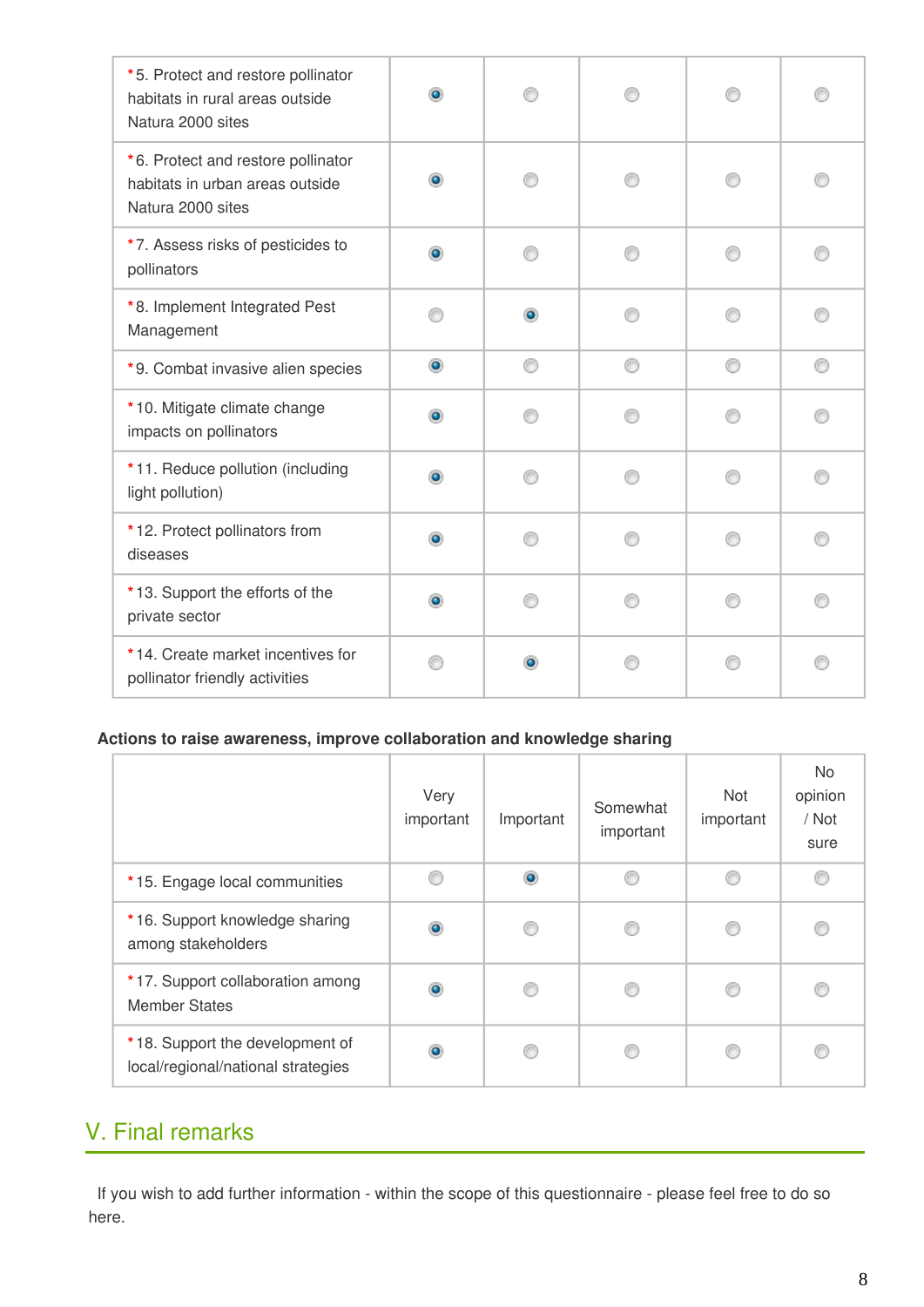| | | | | | |
|---|---|---|---|---|---|
| *5. Protect and restore pollinator habitats in rural areas outside Natura 2000 sites | ◉ | ○ | ○ | ○ | ○ |
| *6. Protect and restore pollinator habitats in urban areas outside Natura 2000 sites | ◉ | ○ | ○ | ○ | ○ |
| *7. Assess risks of pesticides to pollinators | ◉ | ○ | ○ | ○ | ○ |
| *8. Implement Integrated Pest Management | ○ | ◉ | ○ | ○ | ○ |
| *9. Combat invasive alien species | ◉ | ○ | ○ | ○ | ○ |
| *10. Mitigate climate change impacts on pollinators | ◉ | ○ | ○ | ○ | ○ |
| *11. Reduce pollution (including light pollution) | ◉ | ○ | ○ | ○ | ○ |
| *12. Protect pollinators from diseases | ◉ | ○ | ○ | ○ | ○ |
| *13. Support the efforts of the private sector | ◉ | ○ | ○ | ○ | ○ |
| *14. Create market incentives for pollinator friendly activities | ○ | ◉ | ○ | ○ | ○ |

**Actions to raise awareness, improve collaboration and knowledge sharing**

| | Very important | Important | Somewhat important | Not important | No opinion / Not sure |
|---|---|---|---|---|---|
| *15. Engage local communities | ○ | ◉ | ○ | ○ | ○ |
| *16. Support knowledge sharing among stakeholders | ◉ | ○ | ○ | ○ | ○ |
| *17. Support collaboration among Member States | ◉ | ○ | ○ | ○ | ○ |
| *18. Support the development of local/regional/national strategies | ◉ | ○ | ○ | ○ | ○ |

## V. Final remarks

If you wish to add further information - within the scope of this questionnaire - please feel free to do so here.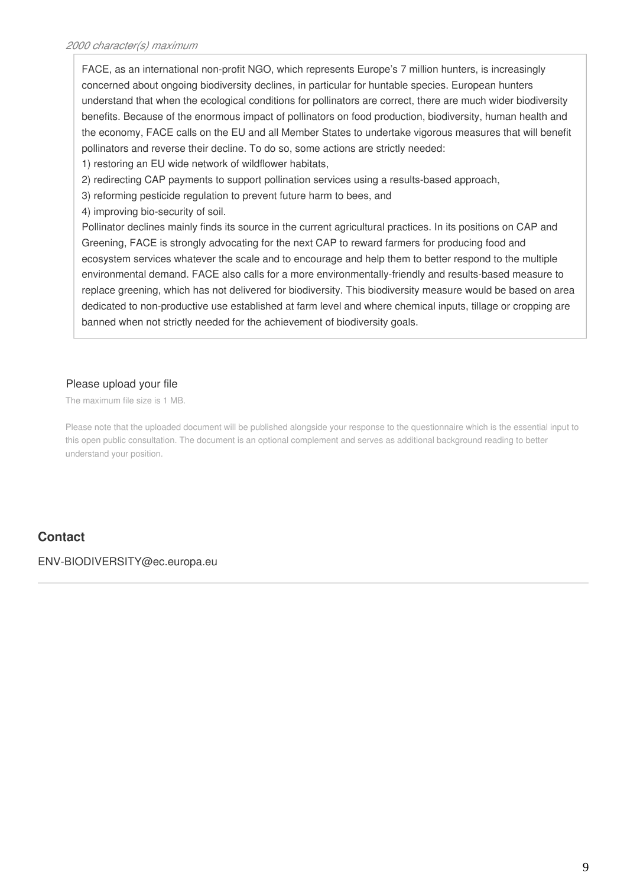*2000 character(s) maximum*

FACE, as an international non-profit NGO, which represents Europe's 7 million hunters, is increasingly concerned about ongoing biodiversity declines, in particular for huntable species. European hunters understand that when the ecological conditions for pollinators are correct, there are much wider biodiversity benefits. Because of the enormous impact of pollinators on food production, biodiversity, human health and the economy, FACE calls on the EU and all Member States to undertake vigorous measures that will benefit pollinators and reverse their decline. To do so, some actions are strictly needed:
1) restoring an EU wide network of wildflower habitats,
2) redirecting CAP payments to support pollination services using a results-based approach,
3) reforming pesticide regulation to prevent future harm to bees, and
4) improving bio-security of soil.
Pollinator declines mainly finds its source in the current agricultural practices. In its positions on CAP and Greening, FACE is strongly advocating for the next CAP to reward farmers for producing food and ecosystem services whatever the scale and to encourage and help them to better respond to the multiple environmental demand. FACE also calls for a more environmentally-friendly and results-based measure to replace greening, which has not delivered for biodiversity. This biodiversity measure would be based on area dedicated to non-productive use established at farm level and where chemical inputs, tillage or cropping are banned when not strictly needed for the achievement of biodiversity goals.

Please upload your file

The maximum file size is 1 MB.

Please note that the uploaded document will be published alongside your response to the questionnaire which is the essential input to this open public consultation. The document is an optional complement and serves as additional background reading to better understand your position.

## Contact

ENV-BIODIVERSITY@ec.europa.eu